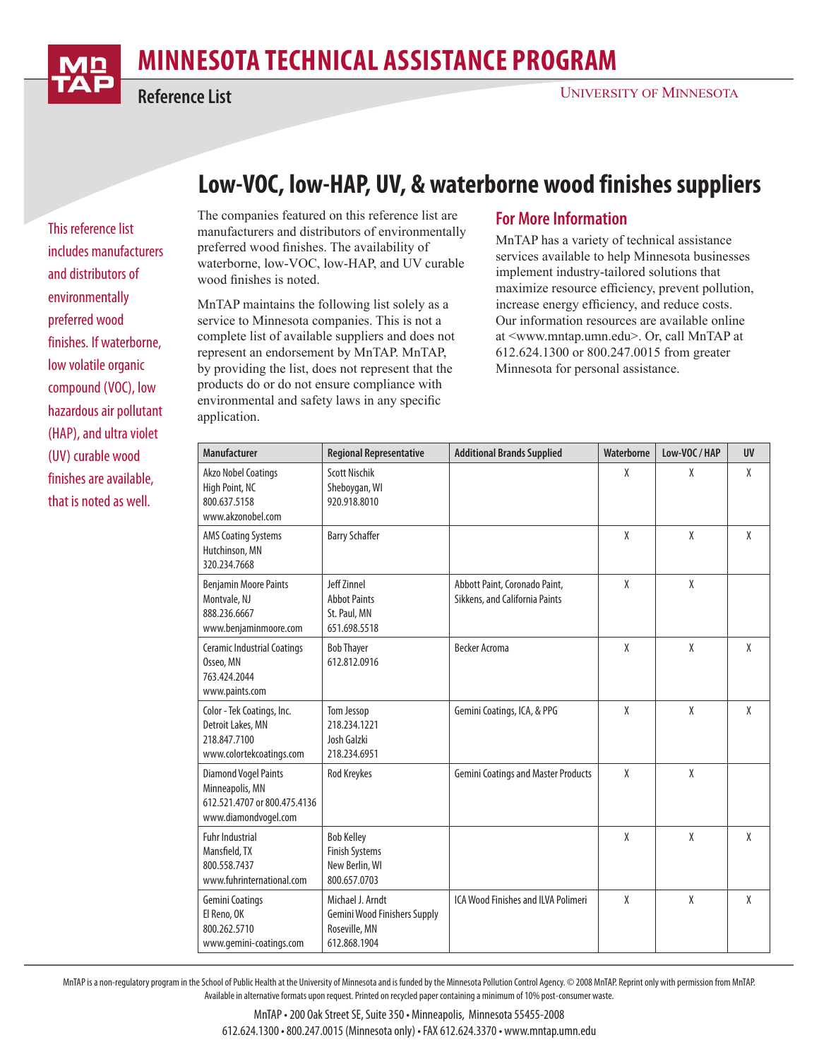# MINNESOTA TECHNICAL ASSISTANCE PROGRAM

**Reference List**

UNIVERSITY OF MINNESOTA

## Low-VOC, low-HAP, UV, & waterborne wood finishes suppliers

This reference list includes manufacturers and distributors of environmentally preferred wood finishes. If waterborne, low volatile organic compound (VOC), low hazardous air pollutant (HAP), and ultra violet (UV) curable wood finishes are available, that is noted as well.

The companies featured on this reference list are manufacturers and distributors of environmentally preferred wood finishes. The availability of waterborne, low-VOC, low-HAP, and UV curable wood finishes is noted.

MnTAP maintains the following list solely as a service to Minnesota companies. This is not a complete list of available suppliers and does not represent an endorsement by MnTAP. MnTAP, by providing the list, does not represent that the products do or do not ensure compliance with environmental and safety laws in any specific application.

### For More Information

MnTAP has a variety of technical assistance services available to help Minnesota businesses implement industry-tailored solutions that maximize resource efficiency, prevent pollution, increase energy efficiency, and reduce costs. Our information resources are available online at <www.mntap.umn.edu>. Or, call MnTAP at 612.624.1300 or 800.247.0015 from greater Minnesota for personal assistance.

| Manufacturer | Regional Representative | Additional Brands Supplied | Waterborne | Low-VOC / HAP | UV |
|---|---|---|---|---|---|
| Akzo Nobel Coatings<br>High Point, NC<br>800.637.5158<br>www.akzonobel.com | Scott Nischik<br>Sheboygan, WI<br>920.918.8010 | | X | X | X |
| AMS Coating Systems<br>Hutchinson, MN<br>320.234.7668 | Barry Schaffer | | X | X | X |
| Benjamin Moore Paints<br>Montvale, NJ<br>888.236.6667<br>www.benjaminmoore.com | Jeff Zinnel<br>Abbot Paints<br>St. Paul, MN<br>651.698.5518 | Abbott Paint, Coronado Paint, Sikkens, and California Paints | X | X | |
| Ceramic Industrial Coatings<br>Osseo, MN<br>763.424.2044<br>www.paints.com | Bob Thayer<br>612.812.0916 | Becker Acroma | X | X | X |
| Color - Tek Coatings, Inc.<br>Detroit Lakes, MN<br>218.847.7100<br>www.colortekcoatings.com | Tom Jessop<br>218.234.1221<br>Josh Galzki<br>218.234.6951 | Gemini Coatings, ICA, & PPG | X | X | X |
| Diamond Vogel Paints<br>Minneapolis, MN<br>612.521.4707 or 800.475.4136<br>www.diamondvogel.com | Rod Kreykes | Gemini Coatings and Master Products | X | X | |
| Fuhr Industrial<br>Mansfield, TX<br>800.558.7437<br>www.fuhrinternational.com | Bob Kelley<br>Finish Systems<br>New Berlin, WI<br>800.657.0703 | | X | X | X |
| Gemini Coatings<br>El Reno, OK<br>800.262.5710<br>www.gemini-coatings.com | Michael J. Arndt<br>Gemini Wood Finishers Supply<br>Roseville, MN<br>612.868.1904 | ICA Wood Finishes and ILVA Polimeri | X | X | X |

MnTAP is a non-regulatory program in the School of Public Health at the University of Minnesota and is funded by the Minnesota Pollution Control Agency. © 2008 MnTAP. Reprint only with permission from MnTAP. Available in alternative formats upon request. Printed on recycled paper containing a minimum of 10% post-consumer waste.

MnTAP • 200 Oak Street SE, Suite 350 • Minneapolis, Minnesota 55455-2008
612.624.1300 • 800.247.0015 (Minnesota only) • FAX 612.624.3370 • www.mntap.umn.edu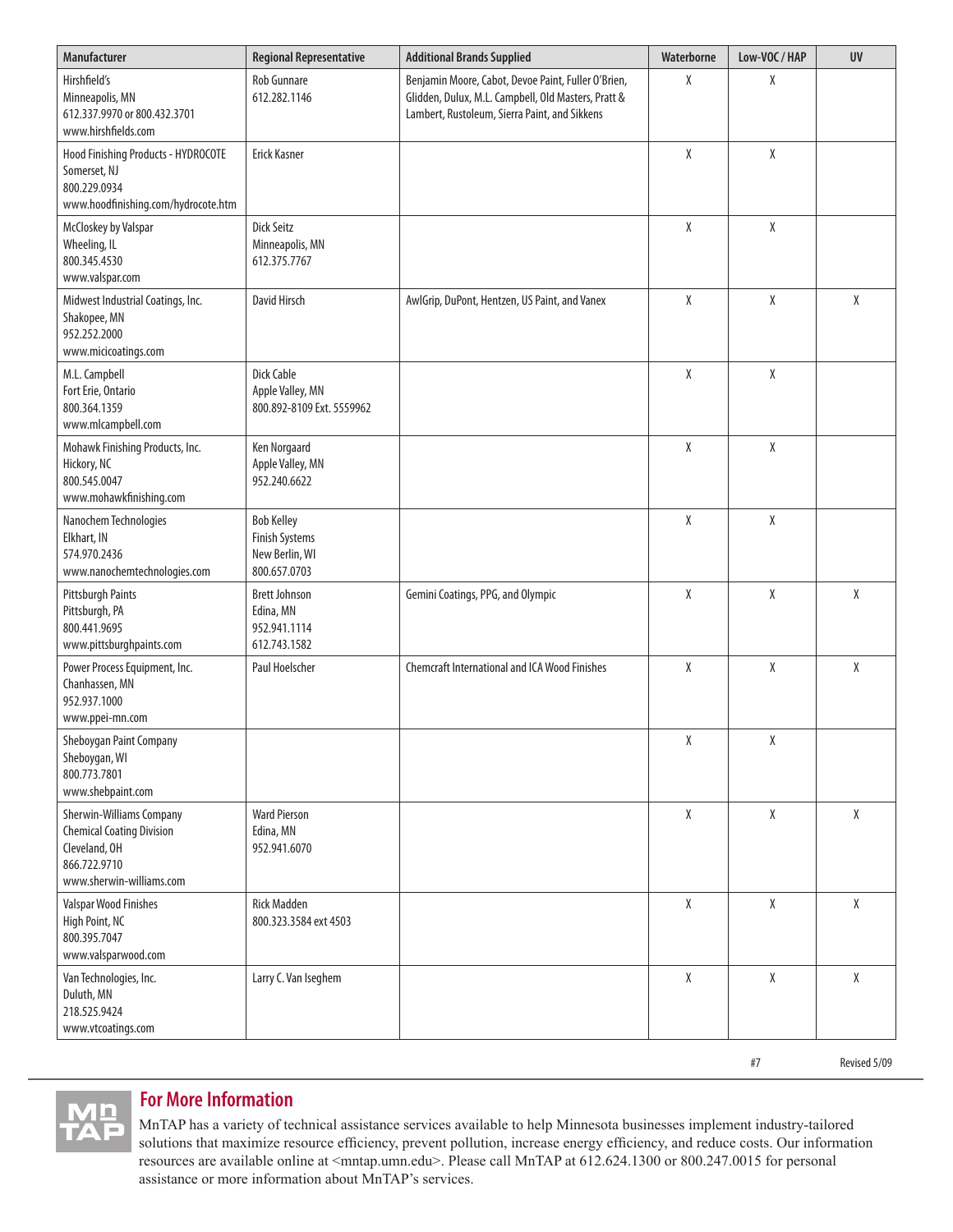| Manufacturer | Regional Representative | Additional Brands Supplied | Waterborne | Low-VOC / HAP | UV |
|---|---|---|---|---|---|
| Hirshfield's<br>Minneapolis, MN<br>612.337.9970 or 800.432.3701<br>www.hirshfields.com | Rob Gunnare<br>612.282.1146 | Benjamin Moore, Cabot, Devoe Paint, Fuller O'Brien, Glidden, Dulux, M.L. Campbell, Old Masters, Pratt & Lambert, Rustoleum, Sierra Paint, and Sikkens | X | X | |
| Hood Finishing Products - HYDROCOTE<br>Somerset, NJ<br>800.229.0934<br>www.hoodfinishing.com/hydrocote.htm | Erick Kasner | | X | X | |
| McCloskey by Valspar<br>Wheeling, IL<br>800.345.4530<br>www.valspar.com | Dick Seitz<br>Minneapolis, MN<br>612.375.7767 | | X | X | |
| Midwest Industrial Coatings, Inc.<br>Shakopee, MN<br>952.252.2000<br>www.micicoatings.com | David Hirsch | AwlGrip, DuPont, Hentzen, US Paint, and Vanex | X | X | X |
| M.L. Campbell<br>Fort Erie, Ontario<br>800.364.1359<br>www.mlcampbell.com | Dick Cable<br>Apple Valley, MN<br>800.892-8109 Ext. 5559962 | | X | X | |
| Mohawk Finishing Products, Inc.<br>Hickory, NC<br>800.545.0047<br>www.mohawkfinishing.com | Ken Norgaard<br>Apple Valley, MN<br>952.240.6622 | | X | X | |
| Nanochem Technologies<br>Elkhart, IN<br>574.970.2436<br>www.nanochemtechnologies.com | Bob Kelley<br>Finish Systems<br>New Berlin, WI<br>800.657.0703 | | X | X | |
| Pittsburgh Paints<br>Pittsburgh, PA<br>800.441.9695<br>www.pittsburghpaints.com | Brett Johnson<br>Edina, MN<br>952.941.1114<br>612.743.1582 | Gemini Coatings, PPG, and Olympic | X | X | X |
| Power Process Equipment, Inc.<br>Chanhassen, MN<br>952.937.1000<br>www.ppei-mn.com | Paul Hoelscher | Chemcraft International and ICA Wood Finishes | X | X | X |
| Sheboygan Paint Company<br>Sheboygan, WI<br>800.773.7801<br>www.shebpaint.com | | | X | X | |
| Sherwin-Williams Company<br>Chemical Coating Division<br>Cleveland, OH<br>866.722.9710<br>www.sherwin-williams.com | Ward Pierson<br>Edina, MN<br>952.941.6070 | | X | X | X |
| Valspar Wood Finishes<br>High Point, NC<br>800.395.7047<br>www.valsparwood.com | Rick Madden<br>800.323.3584 ext 4503 | | X | X | X |
| Van Technologies, Inc.<br>Duluth, MN<br>218.525.9424<br>www.vtcoatings.com | Larry C. Van Iseghem | | X | X | X |

#7 Revised 5/09

## For More Information

MnTAP has a variety of technical assistance services available to help Minnesota businesses implement industry-tailored solutions that maximize resource efficiency, prevent pollution, increase energy efficiency, and reduce costs. Our information resources are available online at <mntap.umn.edu>. Please call MnTAP at 612.624.1300 or 800.247.0015 for personal assistance or more information about MnTAP's services.